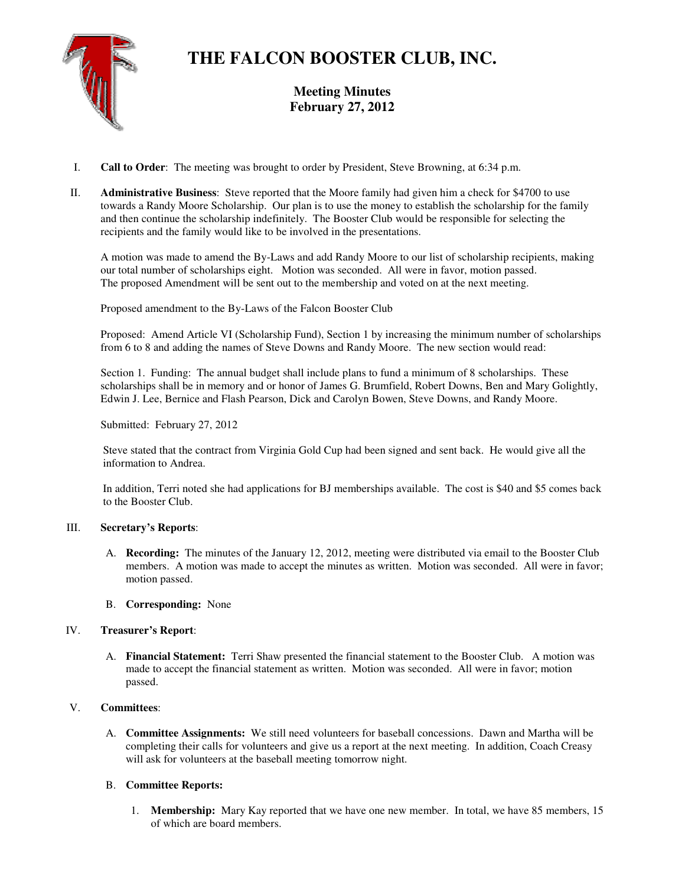# THE FALCON BOOSTER CLUB, INC.

## Meeting Minutes
## February 27, 2012

I. **Call to Order**: The meeting was brought to order by President, Steve Browning, at 6:34 p.m.

II. **Administrative Business**: Steve reported that the Moore family had given him a check for $4700 to use towards a Randy Moore Scholarship. Our plan is to use the money to establish the scholarship for the family and then continue the scholarship indefinitely. The Booster Club would be responsible for selecting the recipients and the family would like to be involved in the presentations.

A motion was made to amend the By-Laws and add Randy Moore to our list of scholarship recipients, making our total number of scholarships eight. Motion was seconded. All were in favor, motion passed. The proposed Amendment will be sent out to the membership and voted on at the next meeting.

Proposed amendment to the By-Laws of the Falcon Booster Club

Proposed: Amend Article VI (Scholarship Fund), Section 1 by increasing the minimum number of scholarships from 6 to 8 and adding the names of Steve Downs and Randy Moore. The new section would read:

Section 1. Funding: The annual budget shall include plans to fund a minimum of 8 scholarships. These scholarships shall be in memory and or honor of James G. Brumfield, Robert Downs, Ben and Mary Golightly, Edwin J. Lee, Bernice and Flash Pearson, Dick and Carolyn Bowen, Steve Downs, and Randy Moore.

Submitted: February 27, 2012

Steve stated that the contract from Virginia Gold Cup had been signed and sent back. He would give all the information to Andrea.

In addition, Terri noted she had applications for BJ memberships available. The cost is $40 and $5 comes back to the Booster Club.

III. **Secretary's Reports**:

A. **Recording:** The minutes of the January 12, 2012, meeting were distributed via email to the Booster Club members. A motion was made to accept the minutes as written. Motion was seconded. All were in favor; motion passed.

B. **Corresponding:** None

IV. **Treasurer's Report**:

A. **Financial Statement:** Terri Shaw presented the financial statement to the Booster Club. A motion was made to accept the financial statement as written. Motion was seconded. All were in favor; motion passed.

V. **Committees**:

A. **Committee Assignments:** We still need volunteers for baseball concessions. Dawn and Martha will be completing their calls for volunteers and give us a report at the next meeting. In addition, Coach Creasy will ask for volunteers at the baseball meeting tomorrow night.

B. **Committee Reports:**

1. **Membership:** Mary Kay reported that we have one new member. In total, we have 85 members, 15 of which are board members.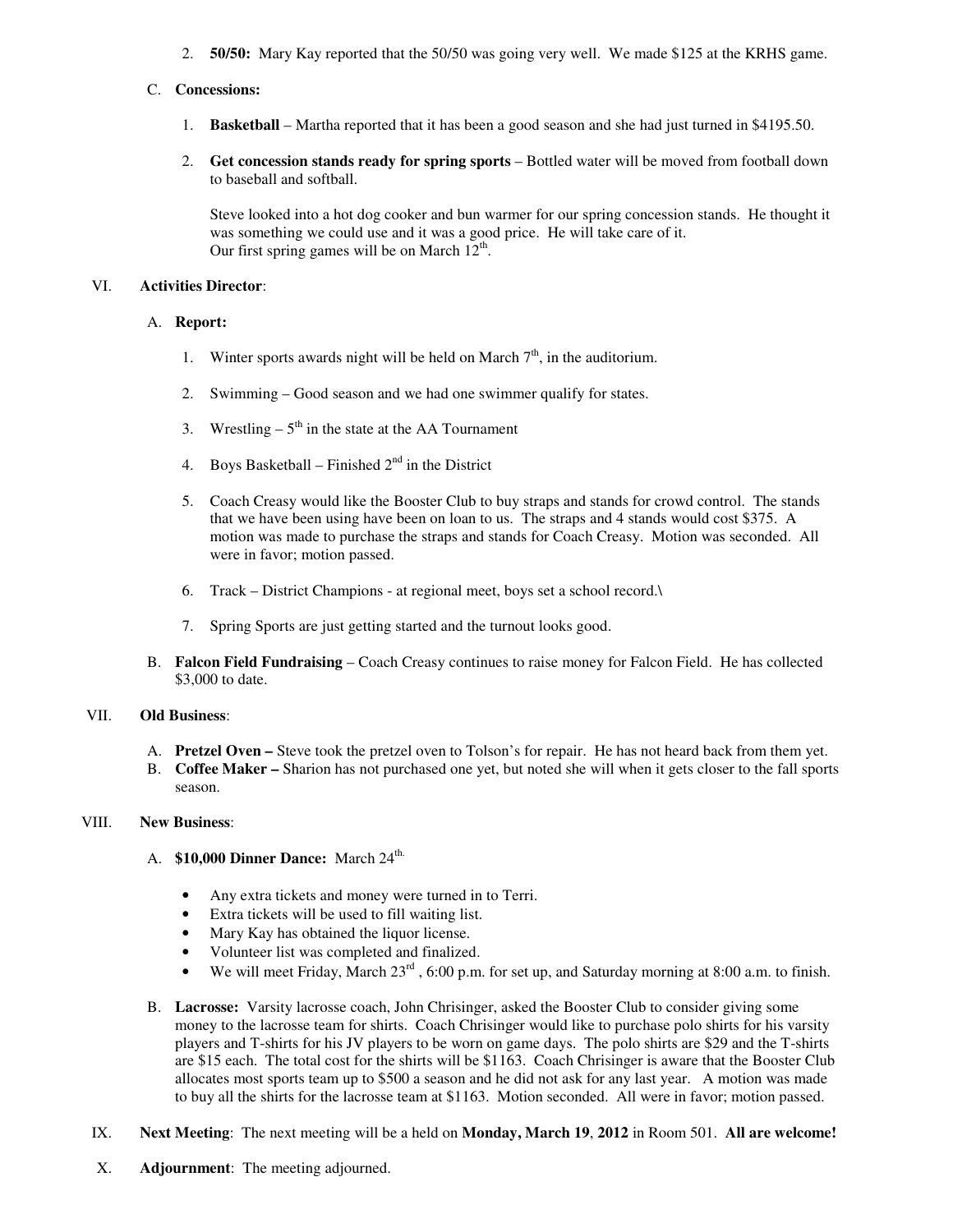2. **50/50:** Mary Kay reported that the 50/50 was going very well. We made $125 at the KRHS game.

C. **Concessions:**

1. **Basketball** – Martha reported that it has been a good season and she had just turned in $4195.50.

2. **Get concession stands ready for spring sports** – Bottled water will be moved from football down to baseball and softball.

   Steve looked into a hot dog cooker and bun warmer for our spring concession stands. He thought it was something we could use and it was a good price. He will take care of it.
   Our first spring games will be on March 12th.

VI. **Activities Director**:

A. **Report:**

1. Winter sports awards night will be held on March 7th, in the auditorium.

2. Swimming – Good season and we had one swimmer qualify for states.

3. Wrestling – 5th in the state at the AA Tournament

4. Boys Basketball – Finished 2nd in the District

5. Coach Creasy would like the Booster Club to buy straps and stands for crowd control. The stands that we have been using have been on loan to us. The straps and 4 stands would cost $375. A motion was made to purchase the straps and stands for Coach Creasy. Motion was seconded. All were in favor; motion passed.

6. Track – District Champions - at regional meet, boys set a school record.\

7. Spring Sports are just getting started and the turnout looks good.

B. **Falcon Field Fundraising** – Coach Creasy continues to raise money for Falcon Field. He has collected $3,000 to date.

VII. **Old Business**:

A. **Pretzel Oven –** Steve took the pretzel oven to Tolson's for repair. He has not heard back from them yet.
B. **Coffee Maker –** Sharion has not purchased one yet, but noted she will when it gets closer to the fall sports season.

VIII. **New Business**:

A. **$10,000 Dinner Dance:** March 24th.

- Any extra tickets and money were turned in to Terri.
- Extra tickets will be used to fill waiting list.
- Mary Kay has obtained the liquor license.
- Volunteer list was completed and finalized.
- We will meet Friday, March 23rd , 6:00 p.m. for set up, and Saturday morning at 8:00 a.m. to finish.

B. **Lacrosse:** Varsity lacrosse coach, John Chrisinger, asked the Booster Club to consider giving some money to the lacrosse team for shirts. Coach Chrisinger would like to purchase polo shirts for his varsity players and T-shirts for his JV players to be worn on game days. The polo shirts are $29 and the T-shirts are $15 each. The total cost for the shirts will be $1163. Coach Chrisinger is aware that the Booster Club allocates most sports team up to $500 a season and he did not ask for any last year. A motion was made to buy all the shirts for the lacrosse team at $1163. Motion seconded. All were in favor; motion passed.

IX. **Next Meeting**: The next meeting will be a held on **Monday, March 19**, **2012** in Room 501. **All are welcome!**

X. **Adjournment**: The meeting adjourned.